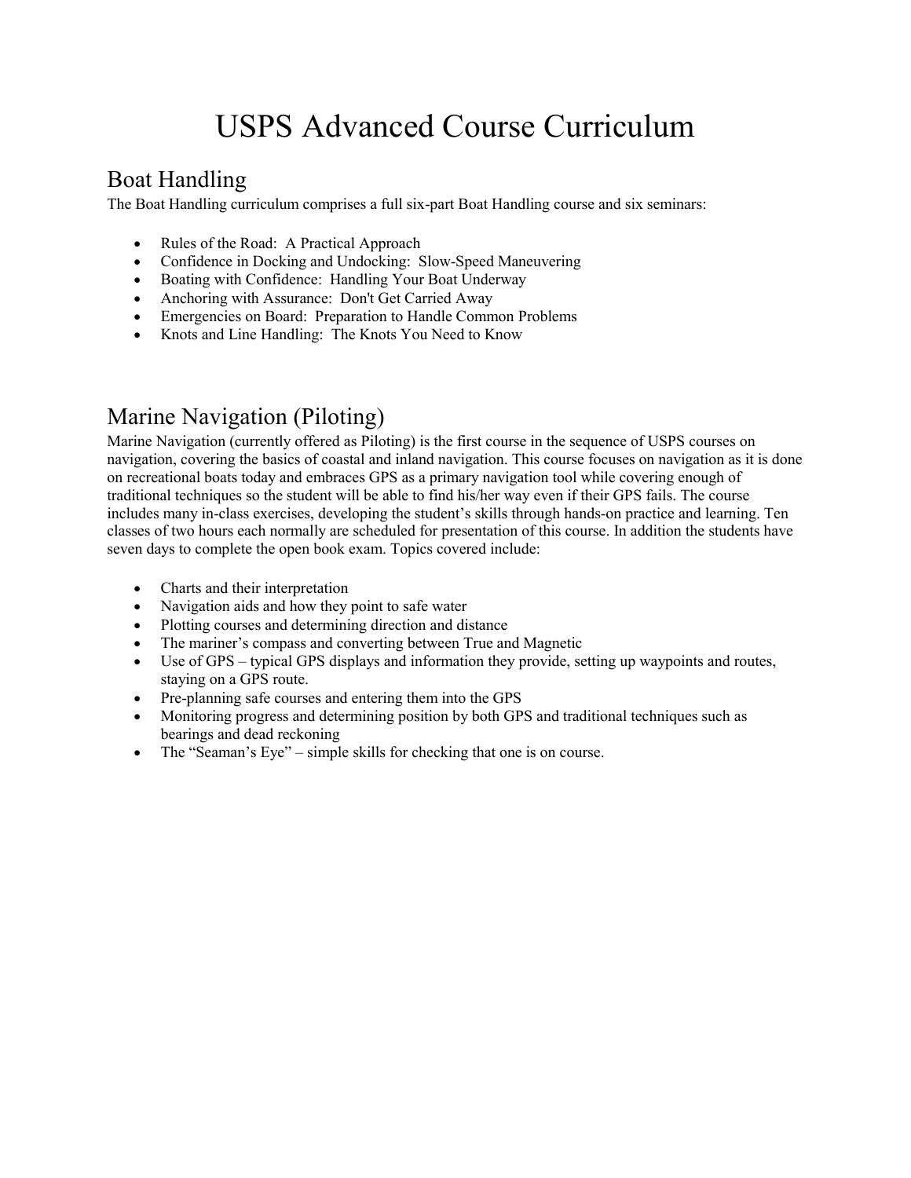# USPS Advanced Course Curriculum

## Boat Handling

The Boat Handling curriculum comprises a full six-part Boat Handling course and six seminars:

- Rules of the Road: A Practical Approach
- Confidence in Docking and Undocking: Slow-Speed Maneuvering
- Boating with Confidence: Handling Your Boat Underway
- Anchoring with Assurance: Don't Get Carried Away
- Emergencies on Board: Preparation to Handle Common Problems
- Knots and Line Handling: The Knots You Need to Know

## Marine Navigation (Piloting)

Marine Navigation (currently offered as Piloting) is the first course in the sequence of USPS courses on navigation, covering the basics of coastal and inland navigation. This course focuses on navigation as it is done on recreational boats today and embraces GPS as a primary navigation tool while covering enough of traditional techniques so the student will be able to find his/her way even if their GPS fails. The course includes many in-class exercises, developing the student's skills through hands-on practice and learning. Ten classes of two hours each normally are scheduled for presentation of this course. In addition the students have seven days to complete the open book exam. Topics covered include:

- Charts and their interpretation
- Navigation aids and how they point to safe water
- Plotting courses and determining direction and distance
- The mariner's compass and converting between True and Magnetic
- Use of GPS – typical GPS displays and information they provide, setting up waypoints and routes, staying on a GPS route.
- Pre-planning safe courses and entering them into the GPS
- Monitoring progress and determining position by both GPS and traditional techniques such as bearings and dead reckoning
- The "Seaman's Eye" – simple skills for checking that one is on course.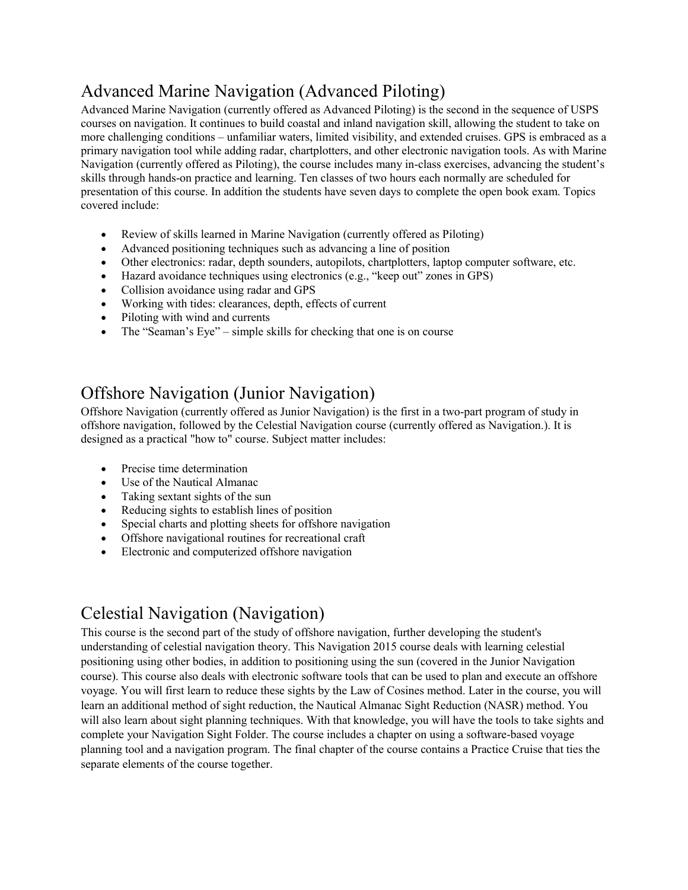## Advanced Marine Navigation (Advanced Piloting)

Advanced Marine Navigation (currently offered as Advanced Piloting) is the second in the sequence of USPS courses on navigation. It continues to build coastal and inland navigation skill, allowing the student to take on more challenging conditions – unfamiliar waters, limited visibility, and extended cruises. GPS is embraced as a primary navigation tool while adding radar, chartplotters, and other electronic navigation tools. As with Marine Navigation (currently offered as Piloting), the course includes many in-class exercises, advancing the student's skills through hands-on practice and learning. Ten classes of two hours each normally are scheduled for presentation of this course. In addition the students have seven days to complete the open book exam. Topics covered include:

- Review of skills learned in Marine Navigation (currently offered as Piloting)
- Advanced positioning techniques such as advancing a line of position
- Other electronics: radar, depth sounders, autopilots, chartplotters, laptop computer software, etc.
- Hazard avoidance techniques using electronics (e.g., "keep out" zones in GPS)
- Collision avoidance using radar and GPS
- Working with tides: clearances, depth, effects of current
- Piloting with wind and currents
- The "Seaman's Eye" – simple skills for checking that one is on course

## Offshore Navigation (Junior Navigation)

Offshore Navigation (currently offered as Junior Navigation) is the first in a two-part program of study in offshore navigation, followed by the Celestial Navigation course (currently offered as Navigation.). It is designed as a practical "how to" course. Subject matter includes:

- Precise time determination
- Use of the Nautical Almanac
- Taking sextant sights of the sun
- Reducing sights to establish lines of position
- Special charts and plotting sheets for offshore navigation
- Offshore navigational routines for recreational craft
- Electronic and computerized offshore navigation

## Celestial Navigation (Navigation)

This course is the second part of the study of offshore navigation, further developing the student's understanding of celestial navigation theory. This Navigation 2015 course deals with learning celestial positioning using other bodies, in addition to positioning using the sun (covered in the Junior Navigation course). This course also deals with electronic software tools that can be used to plan and execute an offshore voyage. You will first learn to reduce these sights by the Law of Cosines method. Later in the course, you will learn an additional method of sight reduction, the Nautical Almanac Sight Reduction (NASR) method. You will also learn about sight planning techniques. With that knowledge, you will have the tools to take sights and complete your Navigation Sight Folder. The course includes a chapter on using a software-based voyage planning tool and a navigation program. The final chapter of the course contains a Practice Cruise that ties the separate elements of the course together.